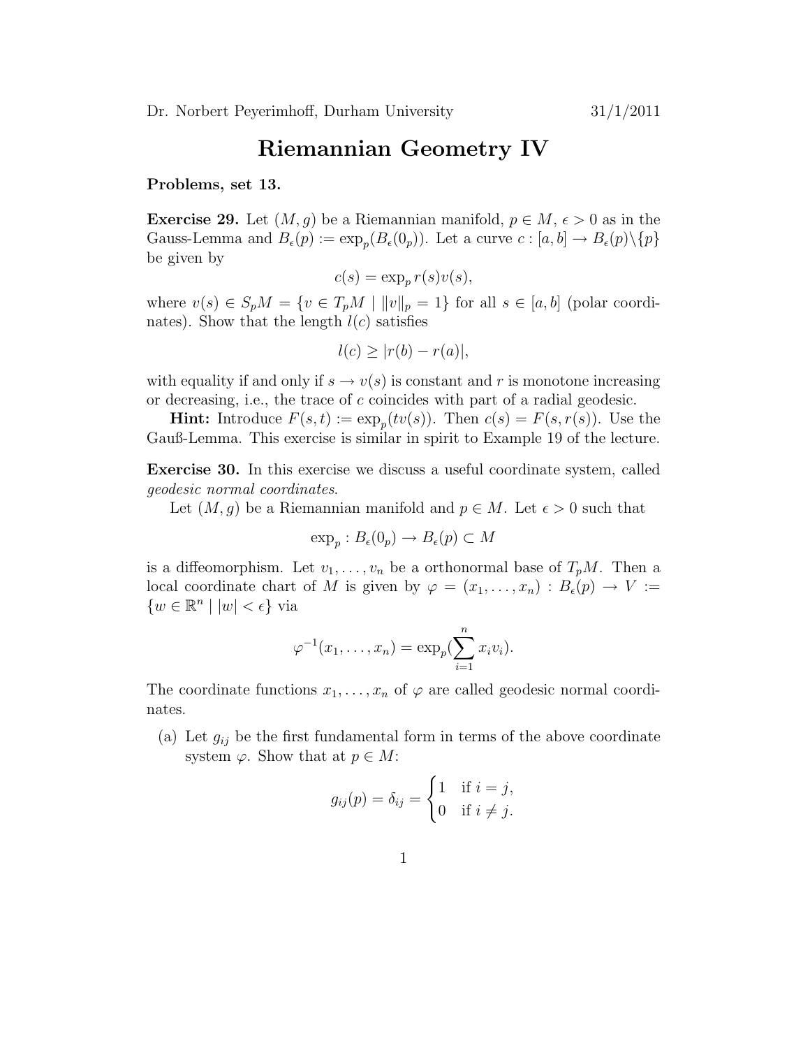Dr. Norbert Peyerimhoff, Durham University 31/1/2011

# Riemannian Geometry IV

**Problems, set 13.**

**Exercise 29.** Let $(M, g)$ be a Riemannian manifold, $p \in M$, $\epsilon > 0$ as in the Gauss-Lemma and $B_\epsilon(p) := \exp_p(B_\epsilon(0_p))$. Let a curve $c : [a, b] \to B_\epsilon(p)\backslash\{p\}$ be given by

$$c(s) = \exp_p r(s)v(s),$$

where $v(s) \in S_pM = \{v \in T_pM \mid \|v\|_p = 1\}$ for all $s \in [a, b]$ (polar coordinates). Show that the length $l(c)$ satisfies

$$l(c) \geq |r(b) - r(a)|,$$

with equality if and only if $s \to v(s)$ is constant and $r$ is monotone increasing or decreasing, i.e., the trace of $c$ coincides with part of a radial geodesic.

**Hint:** Introduce $F(s, t) := \exp_p(tv(s))$. Then $c(s) = F(s, r(s))$. Use the Gauß-Lemma. This exercise is similar in spirit to Example 19 of the lecture.

**Exercise 30.** In this exercise we discuss a useful coordinate system, called *geodesic normal coordinates*.

Let $(M, g)$ be a Riemannian manifold and $p \in M$. Let $\epsilon > 0$ such that

$$\exp_p : B_\epsilon(0_p) \to B_\epsilon(p) \subset M$$

is a diffeomorphism. Let $v_1, \dots, v_n$ be a orthonormal base of $T_pM$. Then a local coordinate chart of $M$ is given by $\varphi = (x_1, \dots, x_n) : B_\epsilon(p) \to V := \{w \in \mathbb{R}^n \mid |w| < \epsilon\}$ via

$$\varphi^{-1}(x_1, \dots, x_n) = \exp_p(\sum_{i=1}^{n} x_i v_i).$$

The coordinate functions $x_1, \dots, x_n$ of $\varphi$ are called geodesic normal coordinates.

(a) Let $g_{ij}$ be the first fundamental form in terms of the above coordinate system $\varphi$. Show that at $p \in M$:

$$g_{ij}(p) = \delta_{ij} = \begin{cases} 1 & \text{if } i = j, \\ 0 & \text{if } i \neq j. \end{cases}$$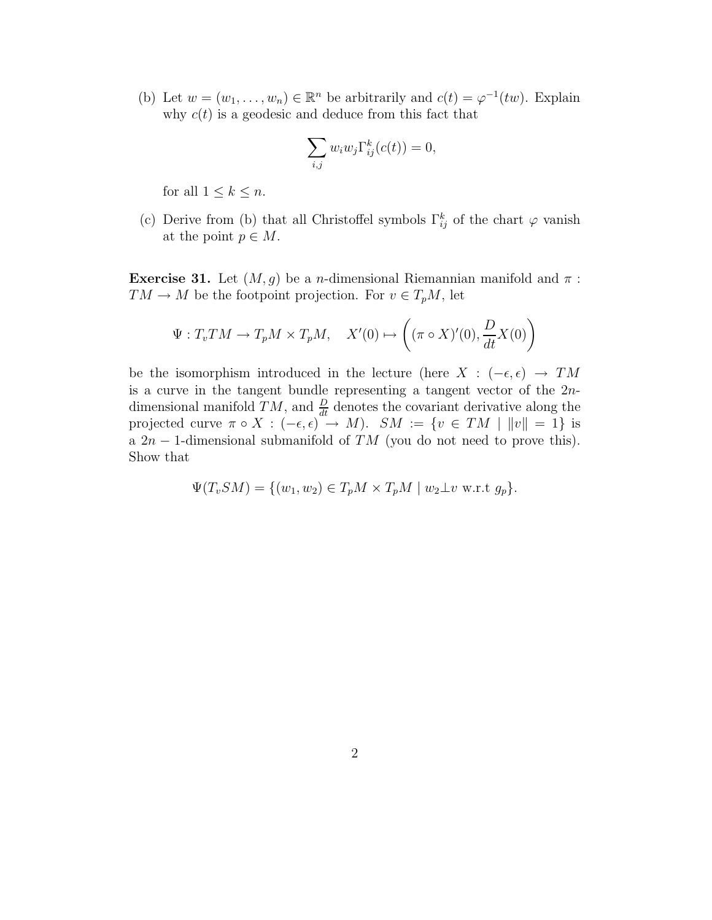(b) Let $w = (w_1, \dots, w_n) \in \mathbb{R}^n$ be arbitrarily and $c(t) = \varphi^{-1}(tw)$. Explain why $c(t)$ is a geodesic and deduce from this fact that

$$\sum_{i,j} w_i w_j \Gamma_{ij}^k(c(t)) = 0,$$

for all $1 \leq k \leq n$.

(c) Derive from (b) that all Christoffel symbols $\Gamma_{ij}^k$ of the chart $\varphi$ vanish at the point $p \in M$.

**Exercise 31.** Let $(M, g)$ be a $n$-dimensional Riemannian manifold and $\pi : TM \to M$ be the footpoint projection. For $v \in T_pM$, let

$$\Psi : T_v TM \to T_pM \times T_pM, \quad X'(0) \mapsto \left( (\pi \circ X)'(0), \frac{D}{dt} X(0) \right)$$

be the isomorphism introduced in the lecture (here $X : (-\epsilon, \epsilon) \to TM$ is a curve in the tangent bundle representing a tangent vector of the $2n$-dimensional manifold $TM$, and $\frac{D}{dt}$ denotes the covariant derivative along the projected curve $\pi \circ X : (-\epsilon, \epsilon) \to M$). $SM := \{ v \in TM \mid \|v\| = 1 \}$ is a $2n - 1$-dimensional submanifold of $TM$ (you do not need to prove this). Show that

$$\Psi(T_v SM) = \{ (w_1, w_2) \in T_pM \times T_pM \mid w_2 \perp v \text{ w.r.t } g_p \}.$$